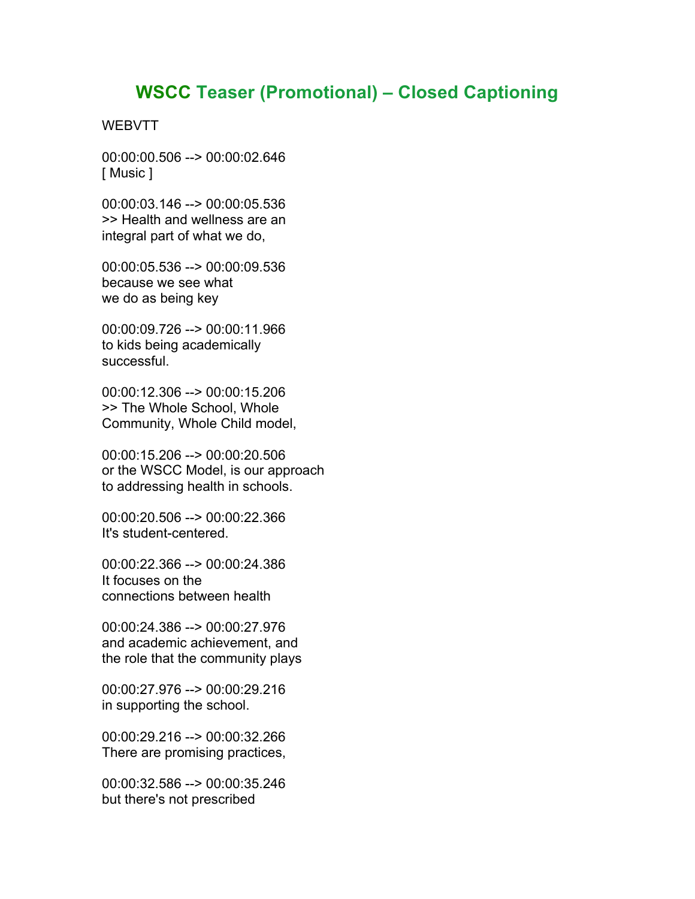# WSCC Teaser (Promotional) – Closed Captioning

WEBVTT

00:00:00.506 --> 00:00:02.646
[ Music ]

00:00:03.146 --> 00:00:05.536
>> Health and wellness are an
integral part of what we do,

00:00:05.536 --> 00:00:09.536
because we see what
we do as being key

00:00:09.726 --> 00:00:11.966
to kids being academically
successful.

00:00:12.306 --> 00:00:15.206
>> The Whole School, Whole
Community, Whole Child model,

00:00:15.206 --> 00:00:20.506
or the WSCC Model, is our approach
to addressing health in schools.

00:00:20.506 --> 00:00:22.366
It's student-centered.

00:00:22.366 --> 00:00:24.386
It focuses on the
connections between health

00:00:24.386 --> 00:00:27.976
and academic achievement, and
the role that the community plays

00:00:27.976 --> 00:00:29.216
in supporting the school.

00:00:29.216 --> 00:00:32.266
There are promising practices,

00:00:32.586 --> 00:00:35.246
but there's not prescribed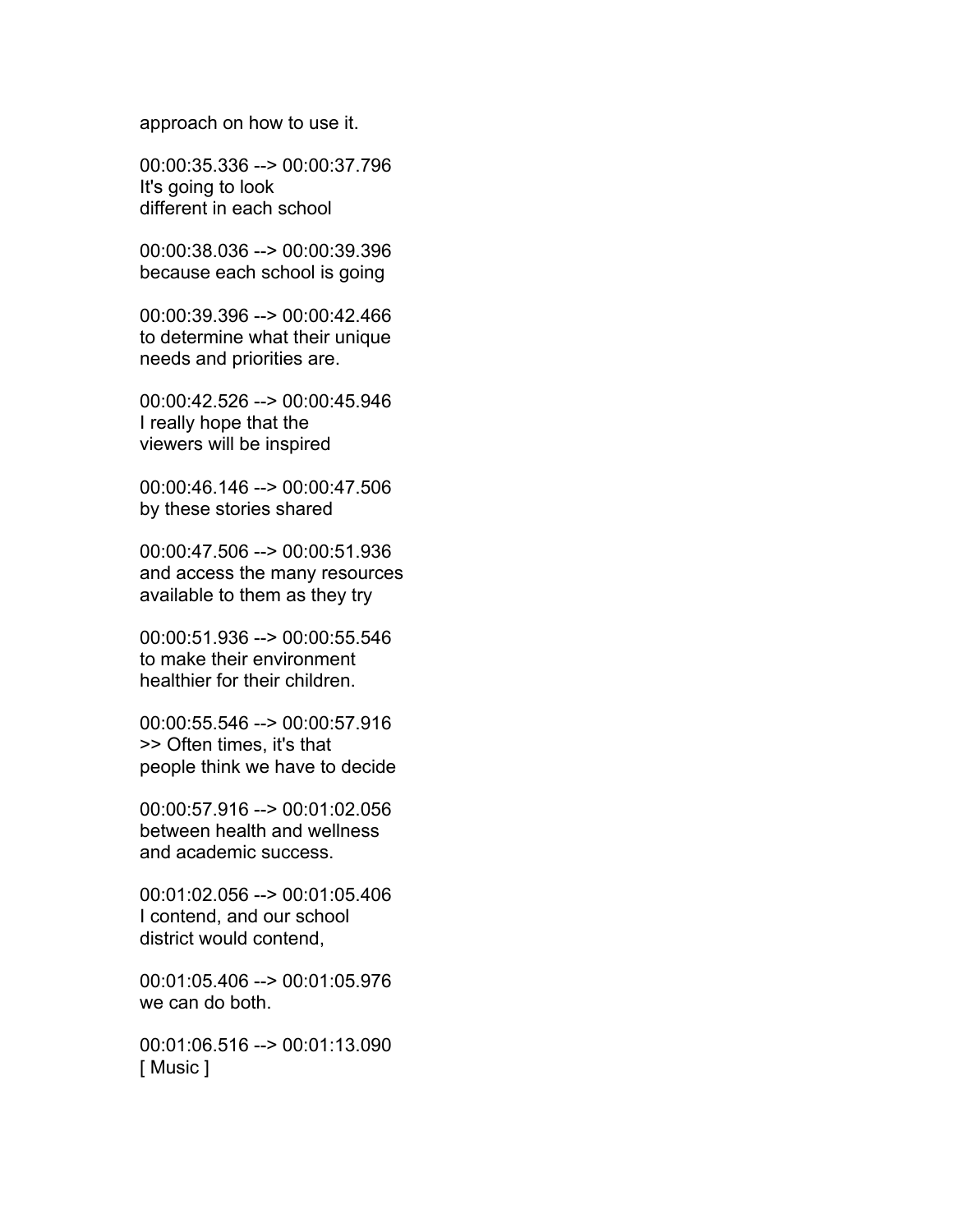approach on how to use it.

00:00:35.336 --> 00:00:37.796
It's going to look
different in each school

00:00:38.036 --> 00:00:39.396
because each school is going

00:00:39.396 --> 00:00:42.466
to determine what their unique
needs and priorities are.

00:00:42.526 --> 00:00:45.946
I really hope that the
viewers will be inspired

00:00:46.146 --> 00:00:47.506
by these stories shared

00:00:47.506 --> 00:00:51.936
and access the many resources
available to them as they try

00:00:51.936 --> 00:00:55.546
to make their environment
healthier for their children.

00:00:55.546 --> 00:00:57.916
>> Often times, it's that
people think we have to decide

00:00:57.916 --> 00:01:02.056
between health and wellness
and academic success.

00:01:02.056 --> 00:01:05.406
I contend, and our school
district would contend,

00:01:05.406 --> 00:01:05.976
we can do both.

00:01:06.516 --> 00:01:13.090
[ Music ]